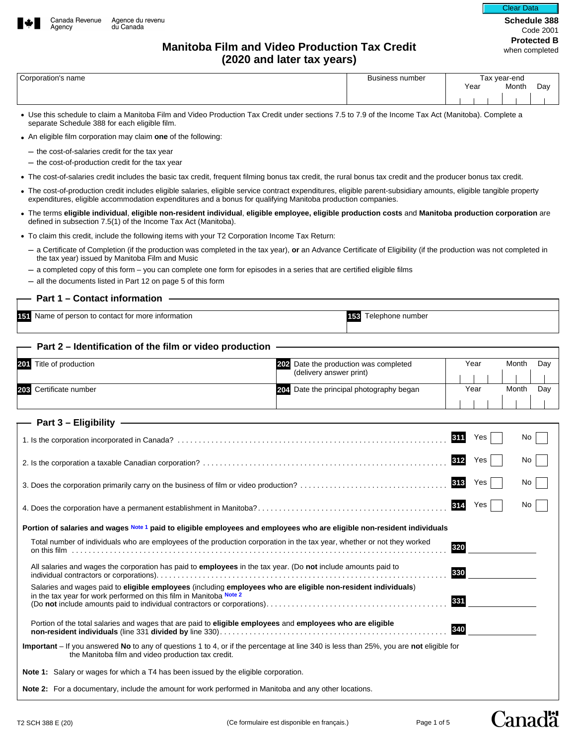Canada Revenue Agency / Agence du revenu du Canada

**Schedule 388**
Code 2001
**Protected B** when completed

# Manitoba Film and Video Production Tax Credit (2020 and later tax years)

| Corporation's name | Business number | Tax year-end Year Month Day |
|---|---|---|
| | | |

- Use this schedule to claim a Manitoba Film and Video Production Tax Credit under sections 7.5 to 7.9 of the Income Tax Act (Manitoba). Complete a separate Schedule 388 for each eligible film.
- An eligible film corporation may claim **one** of the following:
  - the cost-of-salaries credit for the tax year
  - the cost-of-production credit for the tax year
- The cost-of-salaries credit includes the basic tax credit, frequent filming bonus tax credit, the rural bonus tax credit and the producer bonus tax credit.
- The cost-of-production credit includes eligible salaries, eligible service contract expenditures, eligible parent-subsidiary amounts, eligible tangible property expenditures, eligible accommodation expenditures and a bonus for qualifying Manitoba production companies.
- The terms **eligible individual**, **eligible non-resident individual**, **eligible employee, eligible production costs** and **Manitoba production corporation** are defined in subsection 7.5(1) of the Income Tax Act (Manitoba).
- To claim this credit, include the following items with your T2 Corporation Income Tax Return:
  - a Certificate of Completion (if the production was completed in the tax year), **or** an Advance Certificate of Eligibility (if the production was not completed in the tax year) issued by Manitoba Film and Music
  - a completed copy of this form – you can complete one form for episodes in a series that are certified eligible films
  - all the documents listed in Part 12 on page 5 of this form

## Part 1 – Contact information

| 151 Name of person to contact for more information | 153 Telephone number |
|---|---|
| | |

## Part 2 – Identification of the film or video production

| | | | |
|---|---|---|---|
| 201 Title of production | | 202 Date the production was completed (delivery answer print) | Year Month Day |
| 203 Certificate number | | 204 Date the principal photography began | Year Month Day |

## Part 3 – Eligibility

1. Is the corporation incorporated in Canada? . . . **311** Yes ☐ No ☐
2. Is the corporation a taxable Canadian corporation? . . . **312** Yes ☐ No ☐
3. Does the corporation primarily carry on the business of film or video production? . . . **313** Yes ☐ No ☐
4. Does the corporation have a permanent establishment in Manitoba? . . . **314** Yes ☐ No ☐

**Portion of salaries and wages** Note 1 **paid to eligible employees and employees who are eligible non-resident individuals**

Total number of individuals who are employees of the production corporation in the tax year, whether or not they worked on this film . . . **320** ________

All salaries and wages the corporation has paid to **employees** in the tax year. (Do **not** include amounts paid to individual contractors or corporations). . . . **330** ________

Salaries and wages paid to **eligible employees** (including **employees who are eligible non-resident individuals**) in the tax year for work performed on this film in Manitoba Note 2 (Do **not** include amounts paid to individual contractors or corporations). . . . **331** ________

Portion of the total salaries and wages that are paid to **eligible employees** and **employees who are eligible non-resident individuals** (line 331 **divided by** line 330). . . . **340** ________

**Important** – If you answered **No** to any of questions 1 to 4, or if the percentage at line 340 is less than 25%, you are **not** eligible for the Manitoba film and video production tax credit.

**Note 1:** Salary or wages for which a T4 has been issued by the eligible corporation.

**Note 2:** For a documentary, include the amount for work performed in Manitoba and any other locations.

T2 SCH 388 E (20) (Ce formulaire est disponible en français.)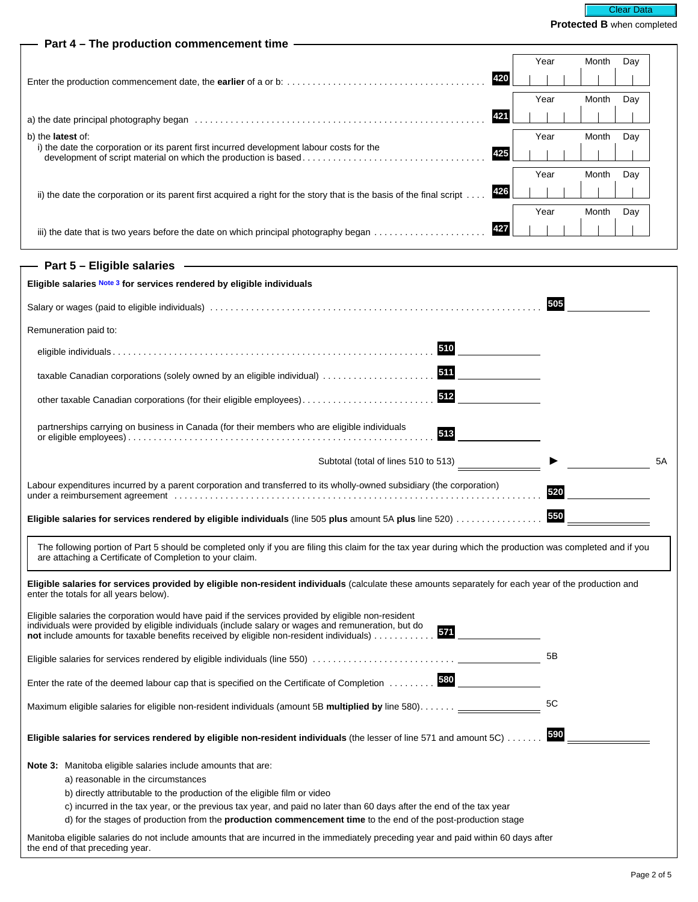**Protected B** when completed

## Part 4 – The production commencement time

Enter the production commencement date, the **earlier** of a or b: ........ **420** Year | Month | Day

a) the date principal photography began ........ **421** Year | Month | Day

b) the **latest** of:

i) the date the corporation or its parent first incurred development labour costs for the development of script material on which the production is based ........ **425** Year | Month | Day

ii) the date the corporation or its parent first acquired a right for the story that is the basis of the final script ........ **426** Year | Month | Day

iii) the date that is two years before the date on which principal photography began ........ **427** Year | Month | Day

## Part 5 – Eligible salaries

**Eligible salaries** Note 3 **for services rendered by eligible individuals**

Salary or wages (paid to eligible individuals) ........ **505** ________

Remuneration paid to:

eligible individuals ........ **510** ________

taxable Canadian corporations (solely owned by an eligible individual) ........ **511** ________

other taxable Canadian corporations (for their eligible employees) ........ **512** ________

partnerships carrying on business in Canada (for their members who are eligible individuals or eligible employees) ........ **513** ________

Subtotal (total of lines 510 to 513) ________ ► ________ 5A

Labour expenditures incurred by a parent corporation and transferred to its wholly-owned subsidiary (the corporation) under a reimbursement agreement ........ **520** ________

**Eligible salaries for services rendered by eligible individuals** (line 505 **plus** amount 5A **plus** line 520) ........ **550** ________

> The following portion of Part 5 should be completed only if you are filing this claim for the tax year during which the production was completed and if you are attaching a Certificate of Completion to your claim.

**Eligible salaries for services provided by eligible non-resident individuals** (calculate these amounts separately for each year of the production and enter the totals for all years below).

Eligible salaries the corporation would have paid if the services provided by eligible non-resident individuals were provided by eligible individuals (include salary or wages and remuneration, but do **not** include amounts for taxable benefits received by eligible non-resident individuals) ........ **571** ________

Eligible salaries for services rendered by eligible individuals (line 550) ........ ________ 5B

Enter the rate of the deemed labour cap that is specified on the Certificate of Completion ........ **580** ________

Maximum eligible salaries for eligible non-resident individuals (amount 5B **multiplied by** line 580) ........ ________ 5C

**Eligible salaries for services rendered by eligible non-resident individuals** (the lesser of line 571 and amount 5C) ........ **590** ________

**Note 3:** Manitoba eligible salaries include amounts that are:

a) reasonable in the circumstances
b) directly attributable to the production of the eligible film or video
c) incurred in the tax year, or the previous tax year, and paid no later than 60 days after the end of the tax year
d) for the stages of production from the **production commencement time** to the end of the post-production stage

Manitoba eligible salaries do not include amounts that are incurred in the immediately preceding year and paid within 60 days after the end of that preceding year.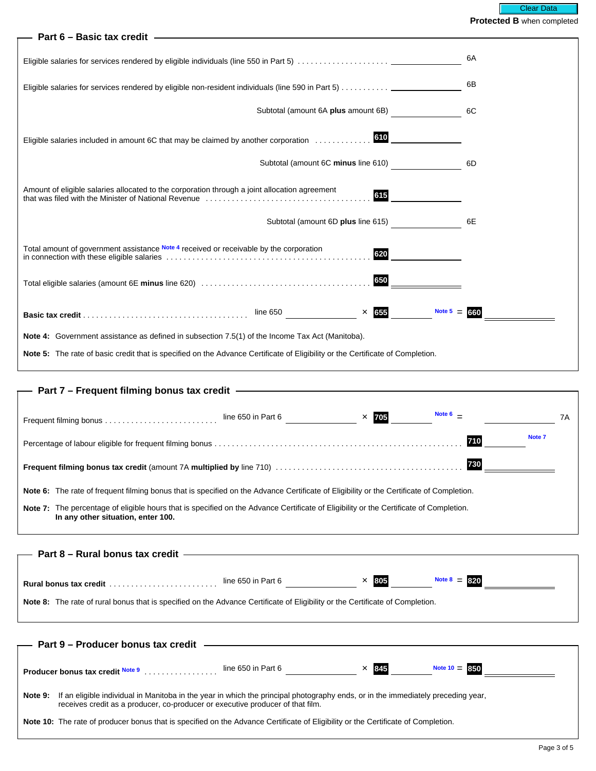Clear Data

**Protected B** when completed

## Part 6 – Basic tax credit

Eligible salaries for services rendered by eligible individuals (line 550 in Part 5) . . . . . . . . . . . . . . . . . . . . . ________ 6A

Eligible salaries for services rendered by eligible non-resident individuals (line 590 in Part 5) . . . . . . . . . . . ________ 6B

Subtotal (amount 6A **plus** amount 6B) ________ 6C

Eligible salaries included in amount 6C that may be claimed by another corporation . . . . . . . . . . . . . **610** ________

Subtotal (amount 6C **minus** line 610) ________ 6D

Amount of eligible salaries allocated to the corporation through a joint allocation agreement that was filed with the Minister of National Revenue . . . . . . . . . . . . . . . . . . . . . . . . . . . . . . . . . . . . . **615** ________

Subtotal (amount 6D **plus** line 615) ________ 6E

Total amount of government assistance Note 4 received or receivable by the corporation in connection with these eligible salaries . . . . . . . . . . . . . . . . . . . . . . . . . . . . . . . . . . . . . . . . . . . . . . . **620** ________

Total eligible salaries (amount 6E **minus** line 620) . . . . . . . . . . . . . . . . . . . . . . . . . . . . . . . . . . . . . . **650** ________

**Basic tax credit** . . . . . . . . . . . . . . . . . . . . . . . . . . . . . . . . . . . . . . . line 650 ________ × **655** ________ Note 5 = **660** ________

**Note 4:** Government assistance as defined in subsection 7.5(1) of the Income Tax Act (Manitoba).

**Note 5:** The rate of basic credit that is specified on the Advance Certificate of Eligibility or the Certificate of Completion.

## Part 7 – Frequent filming bonus tax credit

Frequent filming bonus . . . . . . . . . . . . . . . . . . . . . . . . . line 650 in Part 6 ________ × **705** ________ Note 6 = ________ 7A

Percentage of labour eligible for frequent filming bonus . . . . . . . . . . . . . . . . . . . . . . . . . . . . . . . . . . . . . . . . . . . . . . . . . . . . . . . . **710** ________ Note 7

**Frequent filming bonus tax credit** (amount 7A **multiplied by** line 710) . . . . . . . . . . . . . . . . . . . . . . . . . . . . . . . . . . . . . . . . . . . **730** ________

**Note 6:** The rate of frequent filming bonus that is specified on the Advance Certificate of Eligibility or the Certificate of Completion.

**Note 7:** The percentage of eligible hours that is specified on the Advance Certificate of Eligibility or the Certificate of Completion. **In any other situation, enter 100.**

## Part 8 – Rural bonus tax credit

**Rural bonus tax credit** . . . . . . . . . . . . . . . . . . . . . . . . . line 650 in Part 6 ________ × **805** ________ Note 8 = **820** ________

**Note 8:** The rate of rural bonus that is specified on the Advance Certificate of Eligibility or the Certificate of Completion.

## Part 9 – Producer bonus tax credit

**Producer bonus tax credit** Note 9 . . . . . . . . . . . . . . . . . line 650 in Part 6 ________ × **845** ________ Note 10 = **850** ________

**Note 9:** If an eligible individual in Manitoba in the year in which the principal photography ends, or in the immediately preceding year, receives credit as a producer, co-producer or executive producer of that film.

**Note 10:** The rate of producer bonus that is specified on the Advance Certificate of Eligibility or the Certificate of Completion.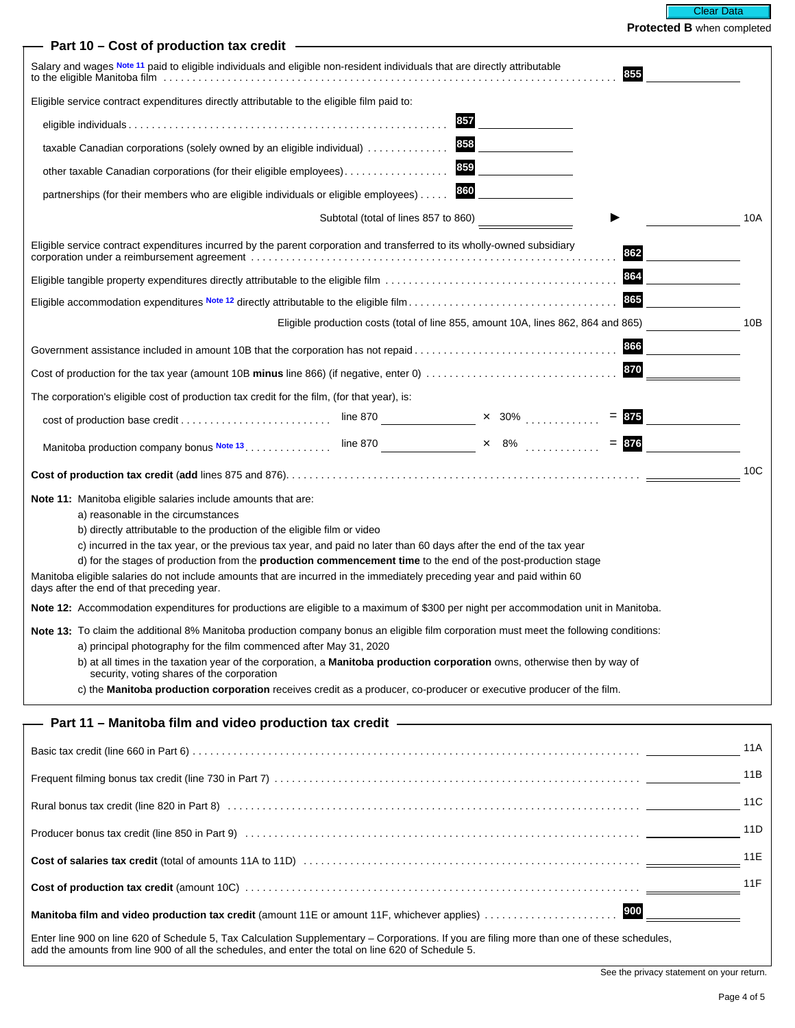Protected B when completed

## Part 10 – Cost of production tax credit

Salary and wages Note 11 paid to eligible individuals and eligible non-resident individuals that are directly attributable to the eligible Manitoba film . . . . . **855** ______

Eligible service contract expenditures directly attributable to the eligible film paid to:

- eligible individuals . . . . . **857** ______
- taxable Canadian corporations (solely owned by an eligible individual) . . . . . **858** ______
- other taxable Canadian corporations (for their eligible employees) . . . . . **859** ______
- partnerships (for their members who are eligible individuals or eligible employees) . . . . . **860** ______

Subtotal (total of lines 857 to 860) ______ ► ______ 10A

Eligible service contract expenditures incurred by the parent corporation and transferred to its wholly-owned subsidiary corporation under a reimbursement agreement . . . . . **862** ______

Eligible tangible property expenditures directly attributable to the eligible film . . . . . **864** ______

Eligible accommodation expenditures Note 12 directly attributable to the eligible film . . . . . **865** ______

Eligible production costs (total of line 855, amount 10A, lines 862, 864 and 865) ______ 10B

Government assistance included in amount 10B that the corporation has not repaid . . . . . **866** ______

Cost of production for the tax year (amount 10B **minus** line 866) (if negative, enter 0) . . . . . **870** ______

The corporation's eligible cost of production tax credit for the film, (for that year), is:

- cost of production base credit . . . . . line 870 ______ × 30% . . . . . = **875** ______
- Manitoba production company bonus Note 13 . . . . . line 870 ______ × 8% . . . . . = **876** ______

**Cost of production tax credit** (**add** lines 875 and 876) . . . . . ______ 10C

**Note 11:** Manitoba eligible salaries include amounts that are:

a) reasonable in the circumstances

b) directly attributable to the production of the eligible film or video

c) incurred in the tax year, or the previous tax year, and paid no later than 60 days after the end of the tax year

d) for the stages of production from the **production commencement time** to the end of the post-production stage

Manitoba eligible salaries do not include amounts that are incurred in the immediately preceding year and paid within 60 days after the end of that preceding year.

**Note 12:** Accommodation expenditures for productions are eligible to a maximum of $300 per night per accommodation unit in Manitoba.

**Note 13:** To claim the additional 8% Manitoba production company bonus an eligible film corporation must meet the following conditions:

a) principal photography for the film commenced after May 31, 2020

b) at all times in the taxation year of the corporation, a **Manitoba production corporation** owns, otherwise then by way of security, voting shares of the corporation

c) the **Manitoba production corporation** receives credit as a producer, co-producer or executive producer of the film.

## Part 11 – Manitoba film and video production tax credit

Basic tax credit (line 660 in Part 6) . . . . . ______ 11A

Frequent filming bonus tax credit (line 730 in Part 7) . . . . . ______ 11B

Rural bonus tax credit (line 820 in Part 8) . . . . . ______ 11C

Producer bonus tax credit (line 850 in Part 9) . . . . . ______ 11D

**Cost of salaries tax credit** (total of amounts 11A to 11D) . . . . . ______ 11E

**Cost of production tax credit** (amount 10C) . . . . . ______ 11F

**Manitoba film and video production tax credit** (amount 11E or amount 11F, whichever applies) . . . . . **900** ______

Enter line 900 on line 620 of Schedule 5, Tax Calculation Supplementary – Corporations. If you are filing more than one of these schedules, add the amounts from line 900 of all the schedules, and enter the total on line 620 of Schedule 5.

See the privacy statement on your return.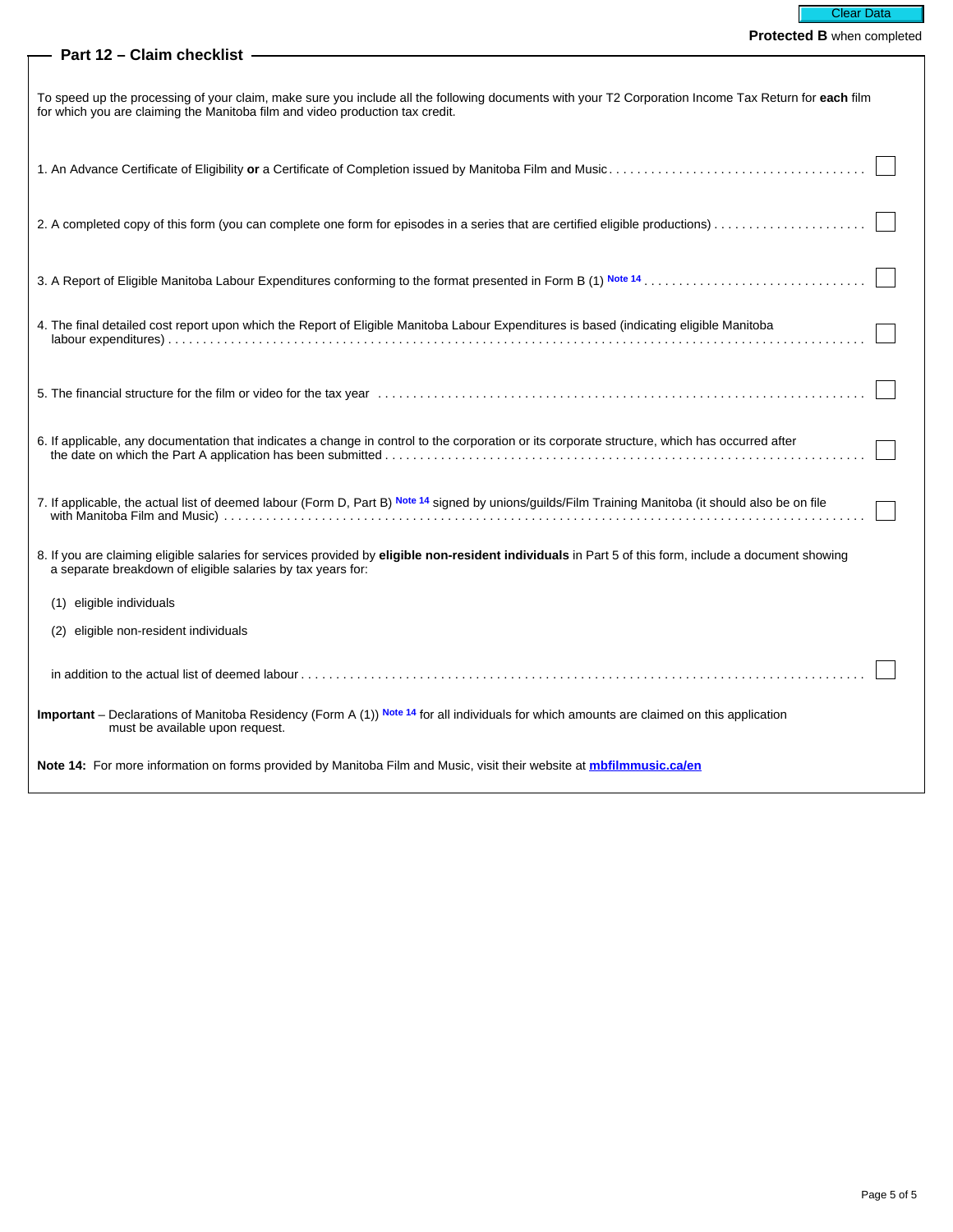Protected B when completed

## Part 12 – Claim checklist

To speed up the processing of your claim, make sure you include all the following documents with your T2 Corporation Income Tax Return for **each** film for which you are claiming the Manitoba film and video production tax credit.

1. An Advance Certificate of Eligibility **or** a Certificate of Completion issued by Manitoba Film and Music . . . . . . . . . . . . . . . . . . . . . . . . . . . . . . . . . . . . ☐

2. A completed copy of this form (you can complete one form for episodes in a series that are certified eligible productions) . . . . . . . . . . . . . . . . . . . . . . ☐

3. A Report of Eligible Manitoba Labour Expenditures conforming to the format presented in Form B (1) Note 14 . . . . . . . . . . . . . . . . . . . . . . . . . . . . . . . ☐

4. The final detailed cost report upon which the Report of Eligible Manitoba Labour Expenditures is based (indicating eligible Manitoba labour expenditures) . . . . . . . . . . . . . . . . . . . . . . . . . . . . . . . . . . . . . . . . . . . . . . . . . . . . . . . . . . . . . . . . . . . . . . . . . ☐

5. The financial structure for the film or video for the tax year . . . . . . . . . . . . . . . . . . . . . . . . . . . . . . . . . . . . . . . . . . . . . . . . . . . . . . . . . . . . . . . . . . . . ☐

6. If applicable, any documentation that indicates a change in control to the corporation or its corporate structure, which has occurred after the date on which the Part A application has been submitted . . . . . . . . . . . . . . . . . . . . . . . . . . . . . . . . . . . . . . . . . . . . . . . . . . . . . . . . . . ☐

7. If applicable, the actual list of deemed labour (Form D, Part B) Note 14 signed by unions/guilds/Film Training Manitoba (it should also be on file with Manitoba Film and Music) . . . . . . . . . . . . . . . . . . . . . . . . . . . . . . . . . . . . . . . . . . . . . . . . . . . . . . . . . . . . . . . . . . . . . . . . . . ☐

8. If you are claiming eligible salaries for services provided by **eligible non-resident individuals** in Part 5 of this form, include a document showing a separate breakdown of eligible salaries by tax years for:

   (1) eligible individuals

   (2) eligible non-resident individuals

   in addition to the actual list of deemed labour . . . . . . . . . . . . . . . . . . . . . . . . . . . . . . . . . . . . . . . . . . . . . . . . . . . . . . . . . . . . . . . . . . . . . . . . . . . . ☐

**Important** – Declarations of Manitoba Residency (Form A (1)) Note 14 for all individuals for which amounts are claimed on this application must be available upon request.

**Note 14:** For more information on forms provided by Manitoba Film and Music, visit their website at **mbfilmmusic.ca/en**